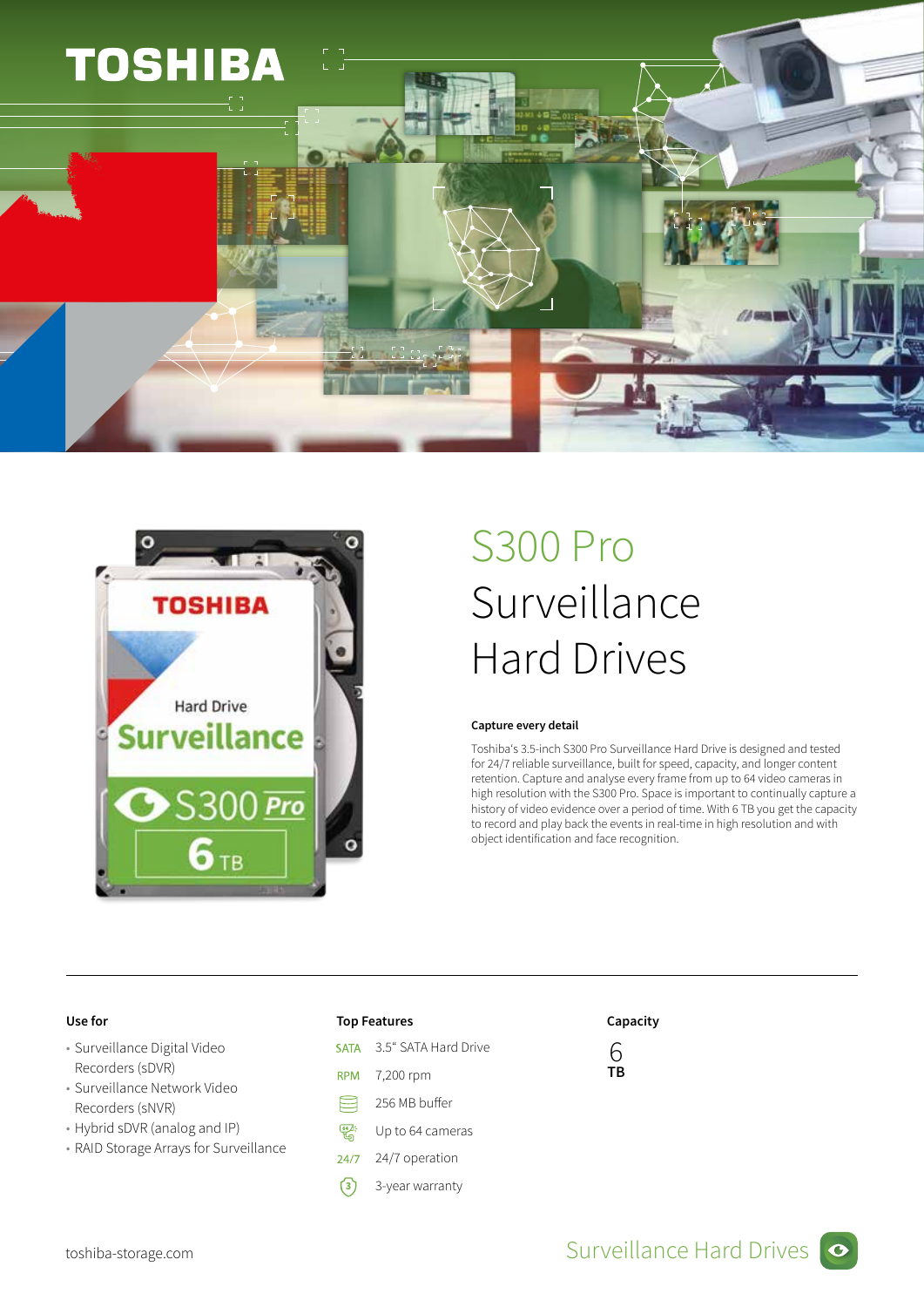# S300 Pro Surveillance Hard Drives

### Capture every detail

Toshiba's 3.5-inch S300 Pro Surveillance Hard Drive is designed and tested for 24/7 reliable surveillance, built for speed, capacity, and longer content retention. Capture and analyse every frame from up to 64 video cameras in high resolution with the S300 Pro. Space is important to continually capture a history of video evidence over a period of time. With 6 TB you get the capacity to record and play back the events in real-time in high resolution and with object identification and face recognition.

### Use for

- Surveillance Digital Video Recorders (sDVR)
- Surveillance Network Video Recorders (sNVR)
- Hybrid sDVR (analog and IP)
- RAID Storage Arrays for Surveillance

### Top Features

- SATA: 3.5" SATA Hard Drive
- RPM: 7,200 rpm
- 256 MB buffer
- Up to 64 cameras
- 24/7: 24/7 operation
- 3-year warranty

### Capacity

6 TB

toshiba-storage.com

Surveillance Hard Drives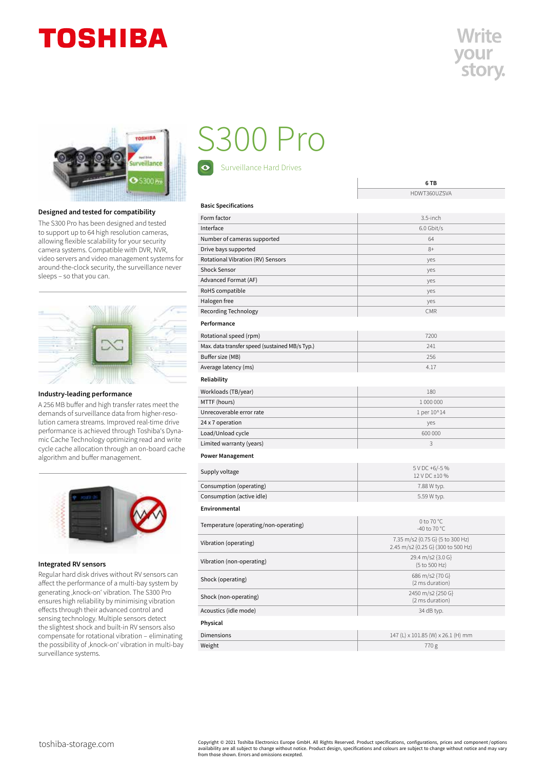# TOSHIBA

Write your story.

## S300 Pro

Surveillance Hard Drives

### Designed and tested for compatibility

The S300 Pro has been designed and tested to support up to 64 high resolution cameras, allowing flexible scalability for your security camera systems. Compatible with DVR, NVR, video servers and video management systems for around-the-clock security, the surveillance never sleeps – so that you can.

### Industry-leading performance

A 256 MB buffer and high transfer rates meet the demands of surveillance data from higher-resolution camera streams. Improved real-time drive performance is achieved through Toshiba's Dynamic Cache Technology optimizing read and write cycle cache allocation through an on-board cache algorithm and buffer management.

### Integrated RV sensors

Regular hard disk drives without RV sensors can affect the performance of a multi-bay system by generating ‚knock-on' vibration. The S300 Pro ensures high reliability by minimising vibration effects through their advanced control and sensing technology. Multiple sensors detect the slightest shock and built-in RV sensors also compensate for rotational vibration – eliminating the possibility of ‚knock-on' vibration in multi-bay surveillance systems.

| | 6 TB |
|---|---|
| | HDWT360UZSVA |
| **Basic Specifications** | |
| Form factor | 3.5-inch |
| Interface | 6.0 Gbit/s |
| Number of cameras supported | 64 |
| Drive bays supported | 8+ |
| Rotational Vibration (RV) Sensors | yes |
| Shock Sensor | yes |
| Advanced Format (AF) | yes |
| RoHS compatible | yes |
| Halogen free | yes |
| Recording Technology | CMR |
| **Performance** | |
| Rotational speed (rpm) | 7200 |
| Max. data transfer speed (sustained MB/s Typ.) | 241 |
| Buffer size (MB) | 256 |
| Average latency (ms) | 4.17 |
| **Reliability** | |
| Workloads (TB/year) | 180 |
| MTTF (hours) | 1 000 000 |
| Unrecoverable error rate | 1 per 10^14 |
| 24 x 7 operation | yes |
| Load/Unload cycle | 600 000 |
| Limited warranty (years) | 3 |
| **Power Management** | |
| Supply voltage | 5 V DC +6/-5 % <br> 12 V DC ±10 % |
| Consumption (operating) | 7.88 W typ. |
| Consumption (active idle) | 5.59 W typ. |
| **Environmental** | |
| Temperature (operating/non-operating) | 0 to 70 °C <br> -40 to 70 °C |
| Vibration (operating) | 7.35 m/s2 {0.75 G} (5 to 300 Hz) <br> 2.45 m/s2 {0.25 G} (300 to 500 Hz) |
| Vibration (non-operating) | 29.4 m/s2 {3.0 G} <br> (5 to 500 Hz) |
| Shock (operating) | 686 m/s2 {70 G} <br> (2 ms duration) |
| Shock (non-operating) | 2450 m/s2 {250 G} <br> (2 ms duration) |
| Acoustics (idle mode) | 34 dB typ. |
| **Physical** | |
| Dimensions | 147 (L) x 101.85 (W) x 26.1 (H) mm |
| Weight | 770 g |

toshiba-storage.com

Copyright © 2021 Toshiba Electronics Europe GmbH. All Rights Reserved. Product specifications, configurations, prices and component/options availability are all subject to change without notice. Product design, specifications and colours are subject to change without notice and may vary from those shown. Errors and omissions excepted.